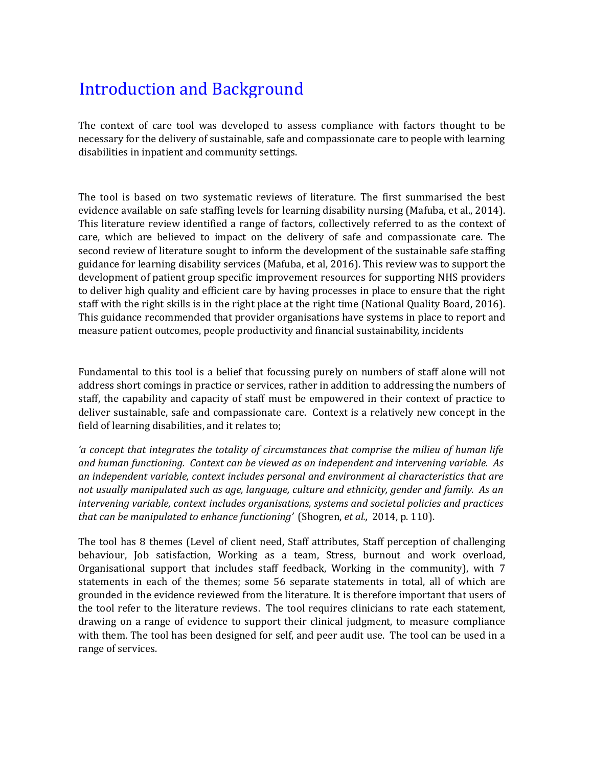# Introduction and Background

The context of care tool was developed to assess compliance with factors thought to be necessary for the delivery of sustainable, safe and compassionate care to people with learning disabilities in inpatient and community settings.

The tool is based on two systematic reviews of literature. The first summarised the best evidence available on safe staffing levels for learning disability nursing (Mafuba, et al., 2014). This literature review identified a range of factors, collectively referred to as the context of care, which are believed to impact on the delivery of safe and compassionate care. The second review of literature sought to inform the development of the sustainable safe staffing guidance for learning disability services (Mafuba, et al, 2016). This review was to support the development of patient group specific improvement resources for supporting NHS providers to deliver high quality and efficient care by having processes in place to ensure that the right staff with the right skills is in the right place at the right time (National Quality Board, 2016). This guidance recommended that provider organisations have systems in place to report and measure patient outcomes, people productivity and financial sustainability, incidents

Fundamental to this tool is a belief that focussing purely on numbers of staff alone will not address short comings in practice or services, rather in addition to addressing the numbers of staff, the capability and capacity of staff must be empowered in their context of practice to deliver sustainable, safe and compassionate care. Context is a relatively new concept in the field of learning disabilities, and it relates to;

*'a concept that integrates the totality of circumstances that comprise the milieu of human life and human functioning. Context can be viewed as an independent and intervening variable. As an independent variable, context includes personal and environment al characteristics that are not usually manipulated such as age, language, culture and ethnicity, gender and family. As an intervening variable, context includes organisations, systems and societal policies and practices that can be manipulated to enhance functioning'* (Shogren, *et al.,* 2014, p. 110).

The tool has 8 themes (Level of client need, Staff attributes, Staff perception of challenging behaviour, Job satisfaction, Working as a team, Stress, burnout and work overload, Organisational support that includes staff feedback, Working in the community), with 7 statements in each of the themes; some 56 separate statements in total, all of which are grounded in the evidence reviewed from the literature. It is therefore important that users of the tool refer to the literature reviews. The tool requires clinicians to rate each statement, drawing on a range of evidence to support their clinical judgment, to measure compliance with them. The tool has been designed for self, and peer audit use. The tool can be used in a range of services.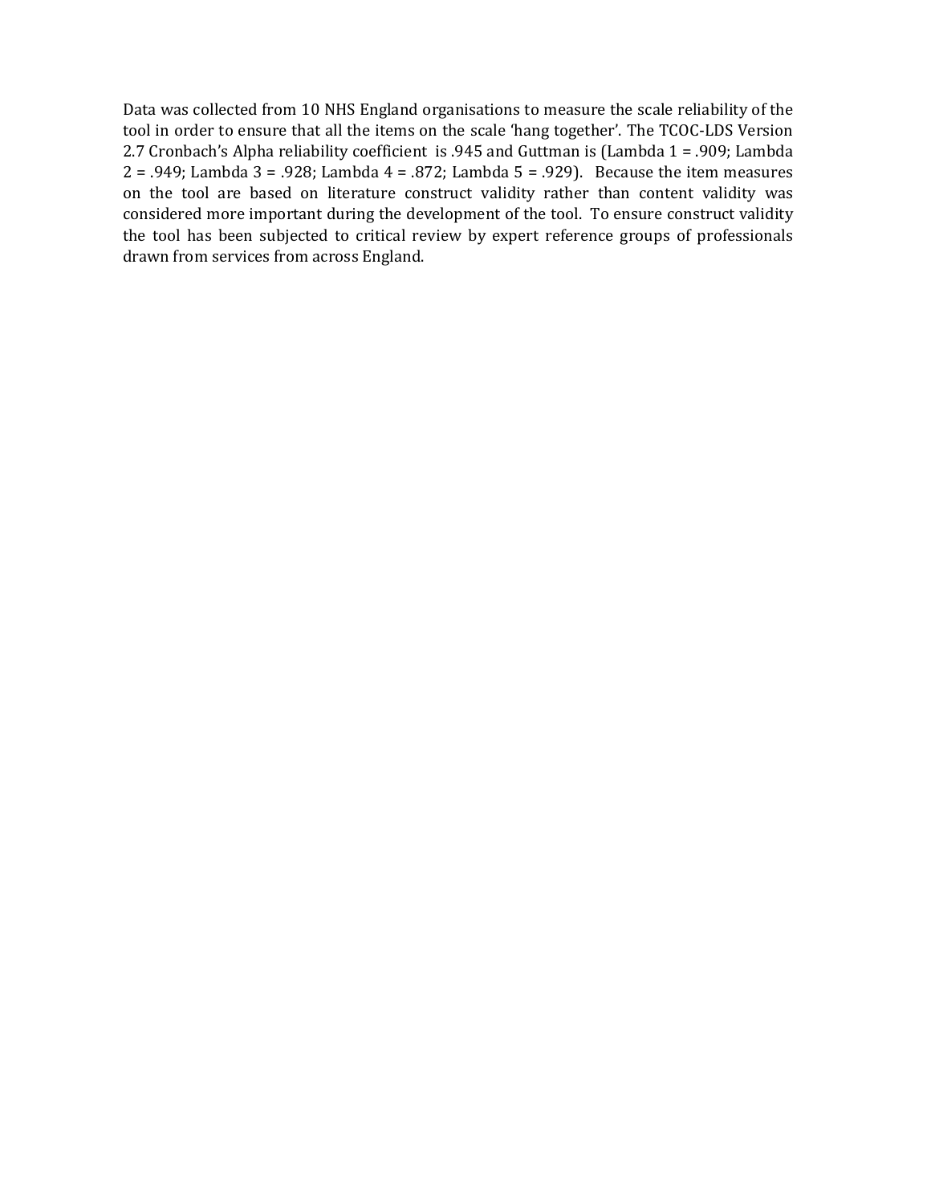Data was collected from 10 NHS England organisations to measure the scale reliability of the tool in order to ensure that all the items on the scale 'hang together'. The TCOC-LDS Version 2.7 Cronbach's Alpha reliability coefficient is .945 and Guttman is (Lambda 1 = .909; Lambda 2 = .949; Lambda 3 = .928; Lambda 4 = .872; Lambda 5 = .929). Because the item measures on the tool are based on literature construct validity rather than content validity was considered more important during the development of the tool. To ensure construct validity the tool has been subjected to critical review by expert reference groups of professionals drawn from services from across England.